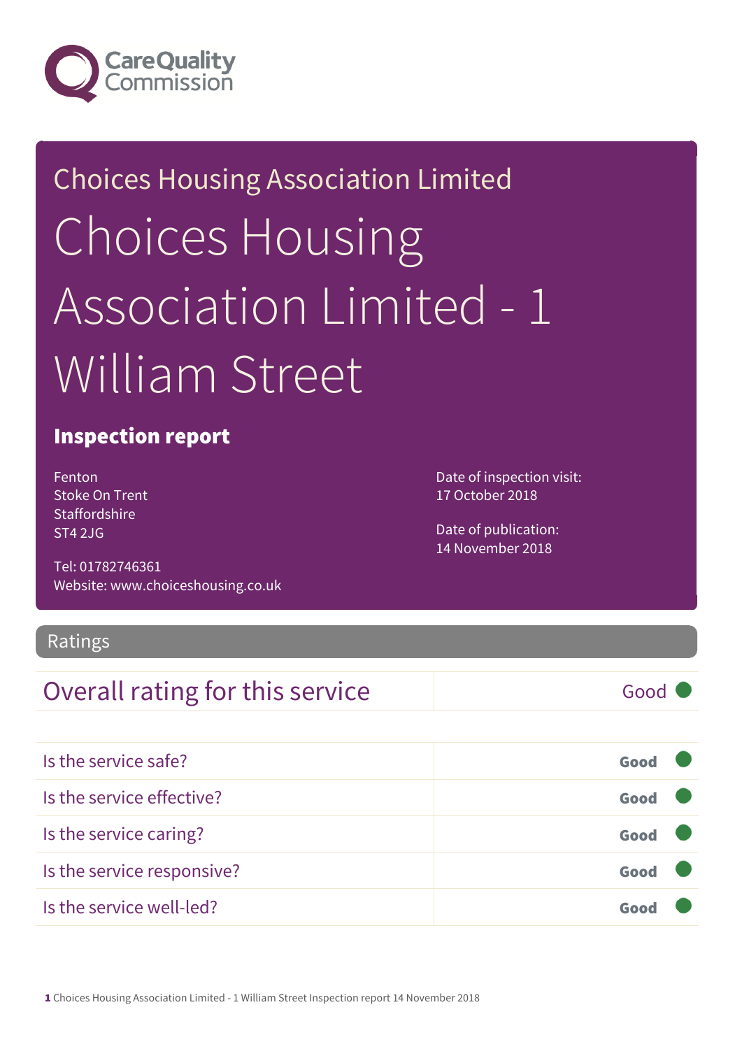Choices Housing Association Limited

# Choices Housing Association Limited - 1 William Street

## Inspection report

Fenton
Stoke On Trent
Staffordshire
ST4 2JG

Tel: 01782746361
Website: www.choiceshousing.co.uk

Date of inspection visit:
17 October 2018

Date of publication:
14 November 2018

## Ratings

| Overall rating for this service | Good |
|---|---|

| | |
|---|---|
| Is the service safe? | Good |
| Is the service effective? | Good |
| Is the service caring? | Good |
| Is the service responsive? | Good |
| Is the service well-led? | Good |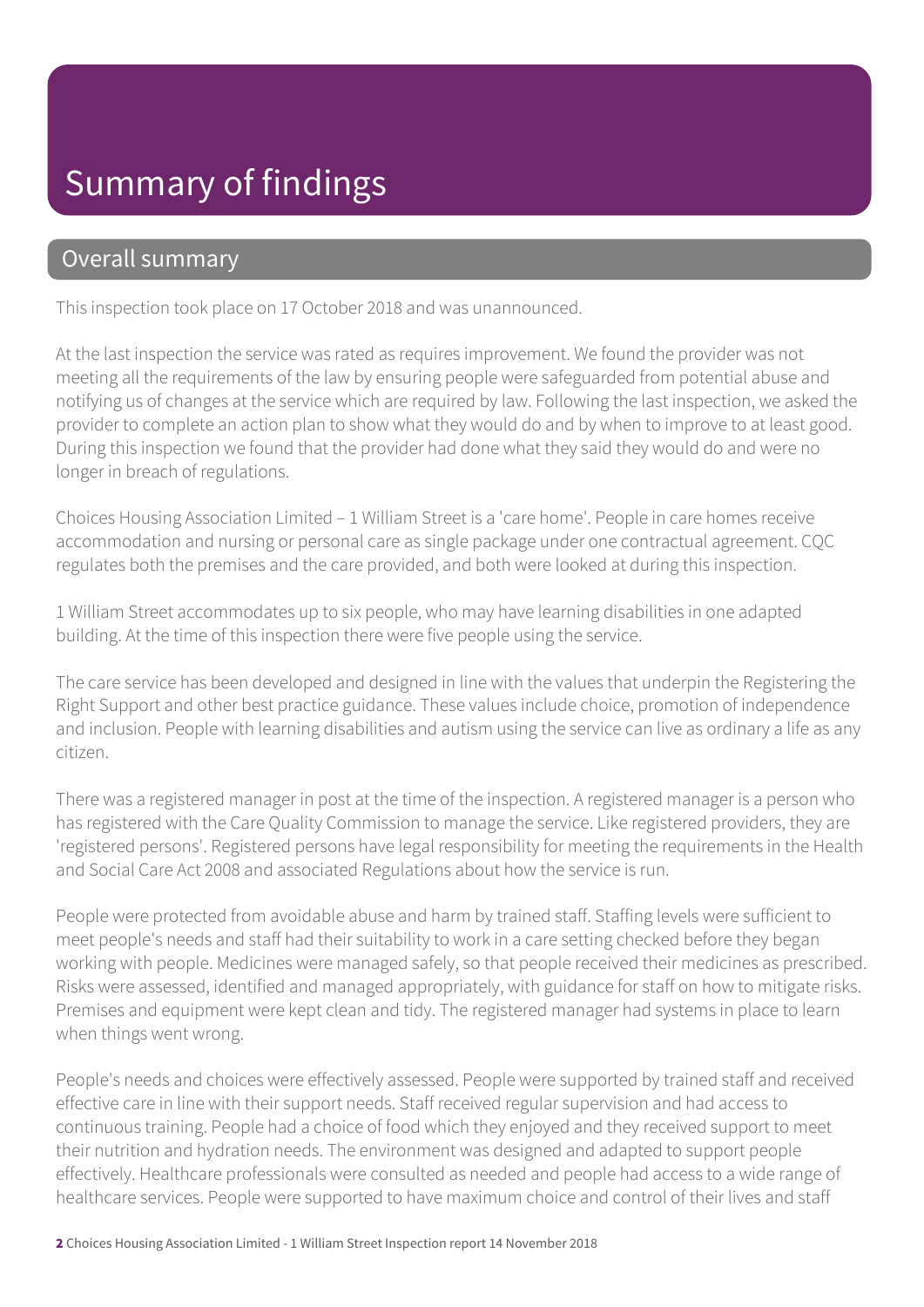# Summary of findings

## Overall summary

This inspection took place on 17 October 2018 and was unannounced.

At the last inspection the service was rated as requires improvement. We found the provider was not meeting all the requirements of the law by ensuring people were safeguarded from potential abuse and notifying us of changes at the service which are required by law. Following the last inspection, we asked the provider to complete an action plan to show what they would do and by when to improve to at least good. During this inspection we found that the provider had done what they said they would do and were no longer in breach of regulations.

Choices Housing Association Limited – 1 William Street is a 'care home'. People in care homes receive accommodation and nursing or personal care as single package under one contractual agreement. CQC regulates both the premises and the care provided, and both were looked at during this inspection.

1 William Street accommodates up to six people, who may have learning disabilities in one adapted building. At the time of this inspection there were five people using the service.

The care service has been developed and designed in line with the values that underpin the Registering the Right Support and other best practice guidance. These values include choice, promotion of independence and inclusion. People with learning disabilities and autism using the service can live as ordinary a life as any citizen.

There was a registered manager in post at the time of the inspection. A registered manager is a person who has registered with the Care Quality Commission to manage the service. Like registered providers, they are 'registered persons'. Registered persons have legal responsibility for meeting the requirements in the Health and Social Care Act 2008 and associated Regulations about how the service is run.

People were protected from avoidable abuse and harm by trained staff. Staffing levels were sufficient to meet people's needs and staff had their suitability to work in a care setting checked before they began working with people. Medicines were managed safely, so that people received their medicines as prescribed. Risks were assessed, identified and managed appropriately, with guidance for staff on how to mitigate risks. Premises and equipment were kept clean and tidy. The registered manager had systems in place to learn when things went wrong.

People's needs and choices were effectively assessed. People were supported by trained staff and received effective care in line with their support needs. Staff received regular supervision and had access to continuous training. People had a choice of food which they enjoyed and they received support to meet their nutrition and hydration needs. The environment was designed and adapted to support people effectively. Healthcare professionals were consulted as needed and people had access to a wide range of healthcare services. People were supported to have maximum choice and control of their lives and staff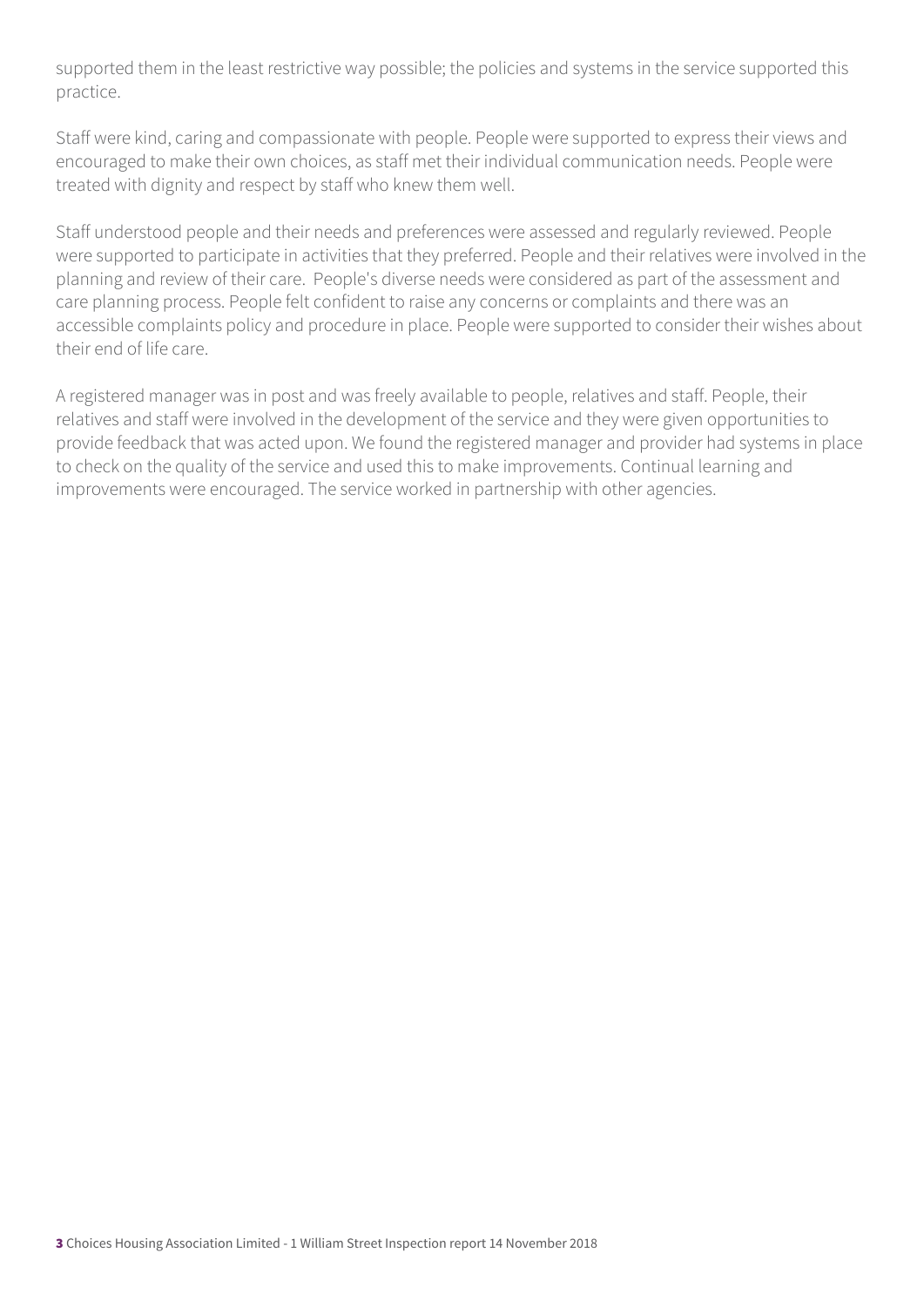supported them in the least restrictive way possible; the policies and systems in the service supported this practice.

Staff were kind, caring and compassionate with people. People were supported to express their views and encouraged to make their own choices, as staff met their individual communication needs. People were treated with dignity and respect by staff who knew them well.

Staff understood people and their needs and preferences were assessed and regularly reviewed. People were supported to participate in activities that they preferred. People and their relatives were involved in the planning and review of their care. People's diverse needs were considered as part of the assessment and care planning process. People felt confident to raise any concerns or complaints and there was an accessible complaints policy and procedure in place. People were supported to consider their wishes about their end of life care.

A registered manager was in post and was freely available to people, relatives and staff. People, their relatives and staff were involved in the development of the service and they were given opportunities to provide feedback that was acted upon. We found the registered manager and provider had systems in place to check on the quality of the service and used this to make improvements. Continual learning and improvements were encouraged. The service worked in partnership with other agencies.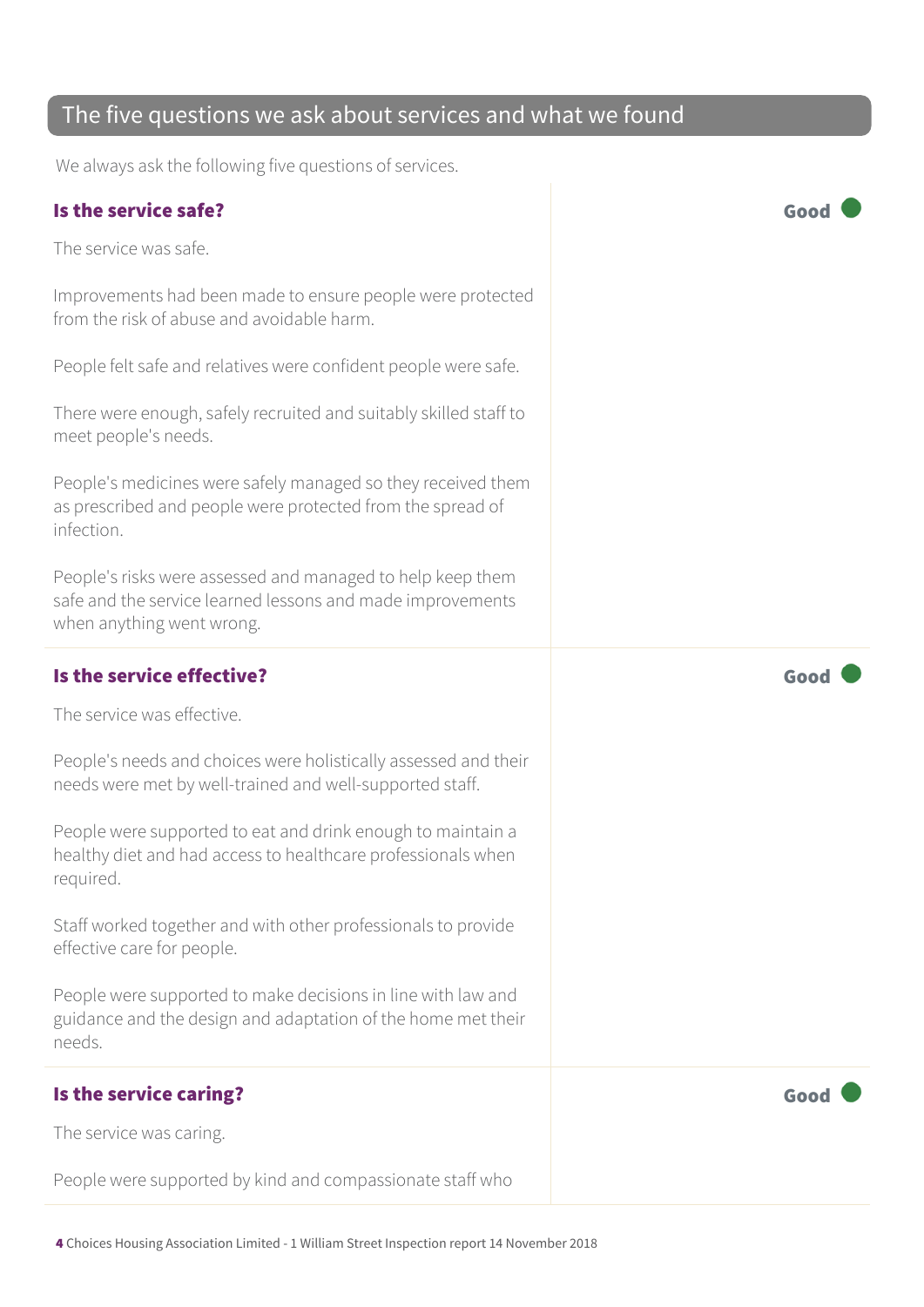## The five questions we ask about services and what we found

We always ask the following five questions of services.

### Is the service safe?

**Good**

The service was safe.

Improvements had been made to ensure people were protected from the risk of abuse and avoidable harm.

People felt safe and relatives were confident people were safe.

There were enough, safely recruited and suitably skilled staff to meet people's needs.

People's medicines were safely managed so they received them as prescribed and people were protected from the spread of infection.

People's risks were assessed and managed to help keep them safe and the service learned lessons and made improvements when anything went wrong.

### Is the service effective?

**Good**

The service was effective.

People's needs and choices were holistically assessed and their needs were met by well-trained and well-supported staff.

People were supported to eat and drink enough to maintain a healthy diet and had access to healthcare professionals when required.

Staff worked together and with other professionals to provide effective care for people.

People were supported to make decisions in line with law and guidance and the design and adaptation of the home met their needs.

### Is the service caring?

**Good**

The service was caring.

People were supported by kind and compassionate staff who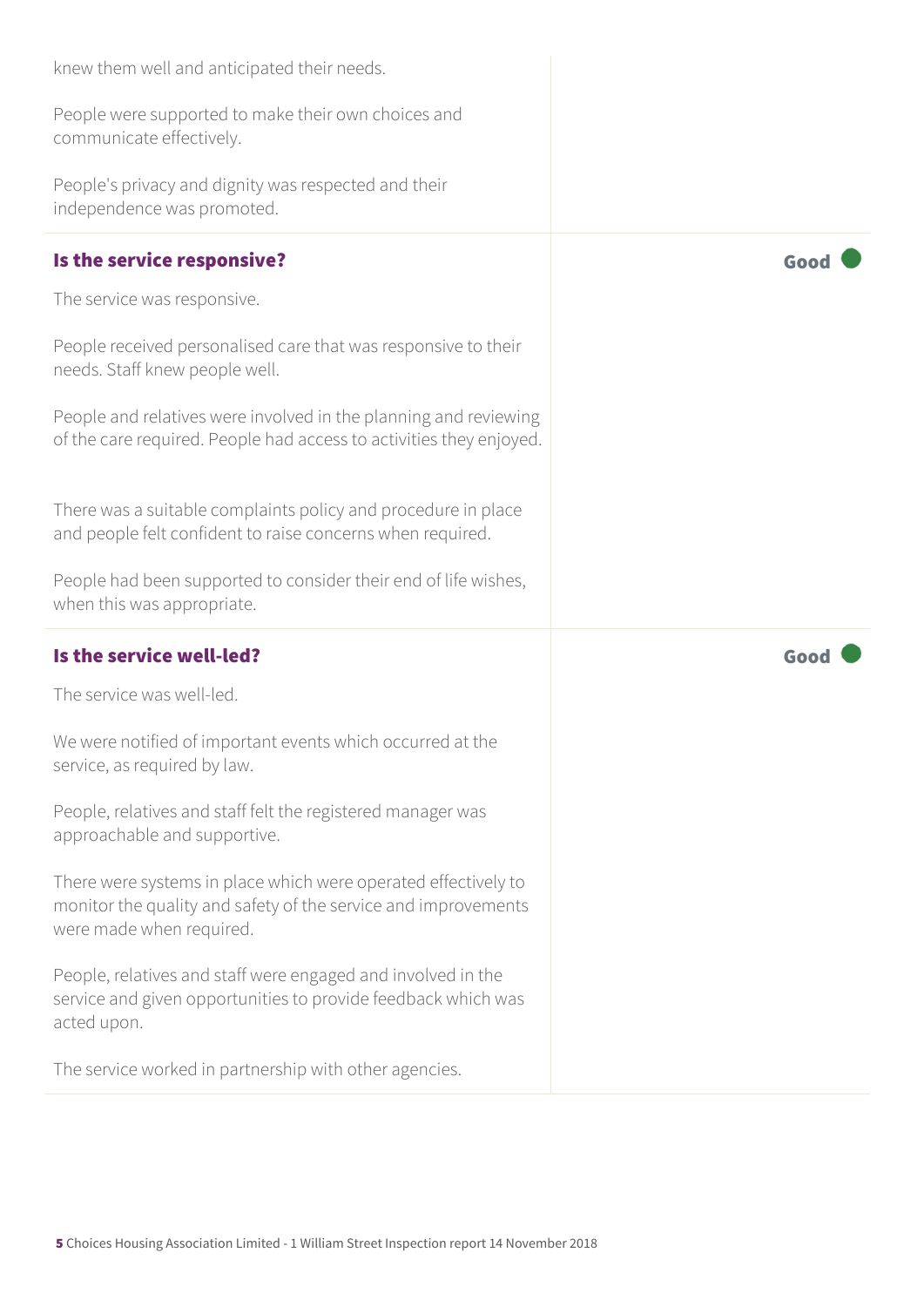knew them well and anticipated their needs.

People were supported to make their own choices and communicate effectively.

People's privacy and dignity was respected and their independence was promoted.

### Is the service responsive?

**Good**

The service was responsive.

People received personalised care that was responsive to their needs. Staff knew people well.

People and relatives were involved in the planning and reviewing of the care required. People had access to activities they enjoyed.

There was a suitable complaints policy and procedure in place and people felt confident to raise concerns when required.

People had been supported to consider their end of life wishes, when this was appropriate.

### Is the service well-led?

**Good**

The service was well-led.

We were notified of important events which occurred at the service, as required by law.

People, relatives and staff felt the registered manager was approachable and supportive.

There were systems in place which were operated effectively to monitor the quality and safety of the service and improvements were made when required.

People, relatives and staff were engaged and involved in the service and given opportunities to provide feedback which was acted upon.

The service worked in partnership with other agencies.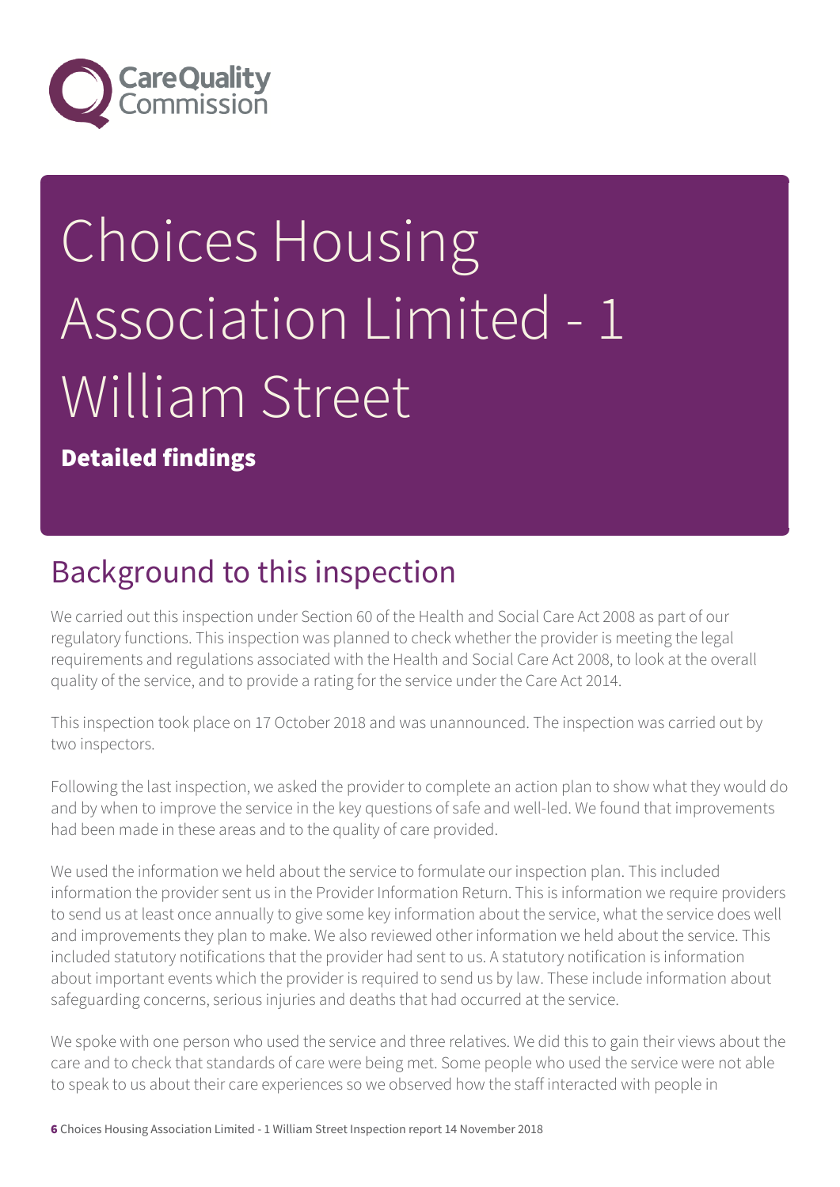# Choices Housing Association Limited - 1 William Street

**Detailed findings**

## Background to this inspection

We carried out this inspection under Section 60 of the Health and Social Care Act 2008 as part of our regulatory functions. This inspection was planned to check whether the provider is meeting the legal requirements and regulations associated with the Health and Social Care Act 2008, to look at the overall quality of the service, and to provide a rating for the service under the Care Act 2014.

This inspection took place on 17 October 2018 and was unannounced. The inspection was carried out by two inspectors.

Following the last inspection, we asked the provider to complete an action plan to show what they would do and by when to improve the service in the key questions of safe and well-led. We found that improvements had been made in these areas and to the quality of care provided.

We used the information we held about the service to formulate our inspection plan. This included information the provider sent us in the Provider Information Return. This is information we require providers to send us at least once annually to give some key information about the service, what the service does well and improvements they plan to make. We also reviewed other information we held about the service. This included statutory notifications that the provider had sent to us. A statutory notification is information about important events which the provider is required to send us by law. These include information about safeguarding concerns, serious injuries and deaths that had occurred at the service.

We spoke with one person who used the service and three relatives. We did this to gain their views about the care and to check that standards of care were being met. Some people who used the service were not able to speak to us about their care experiences so we observed how the staff interacted with people in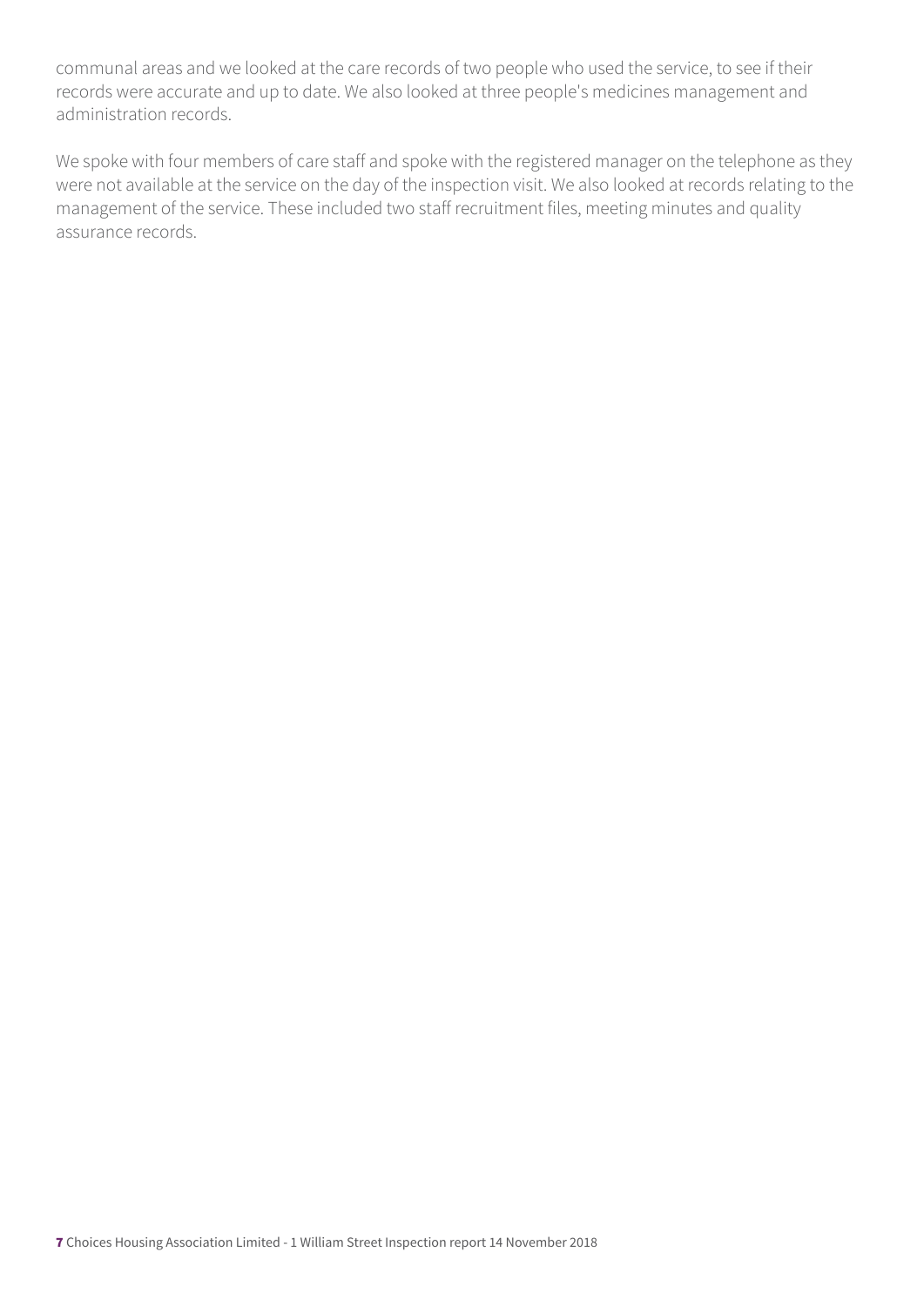communal areas and we looked at the care records of two people who used the service, to see if their records were accurate and up to date. We also looked at three people's medicines management and administration records.

We spoke with four members of care staff and spoke with the registered manager on the telephone as they were not available at the service on the day of the inspection visit. We also looked at records relating to the management of the service. These included two staff recruitment files, meeting minutes and quality assurance records.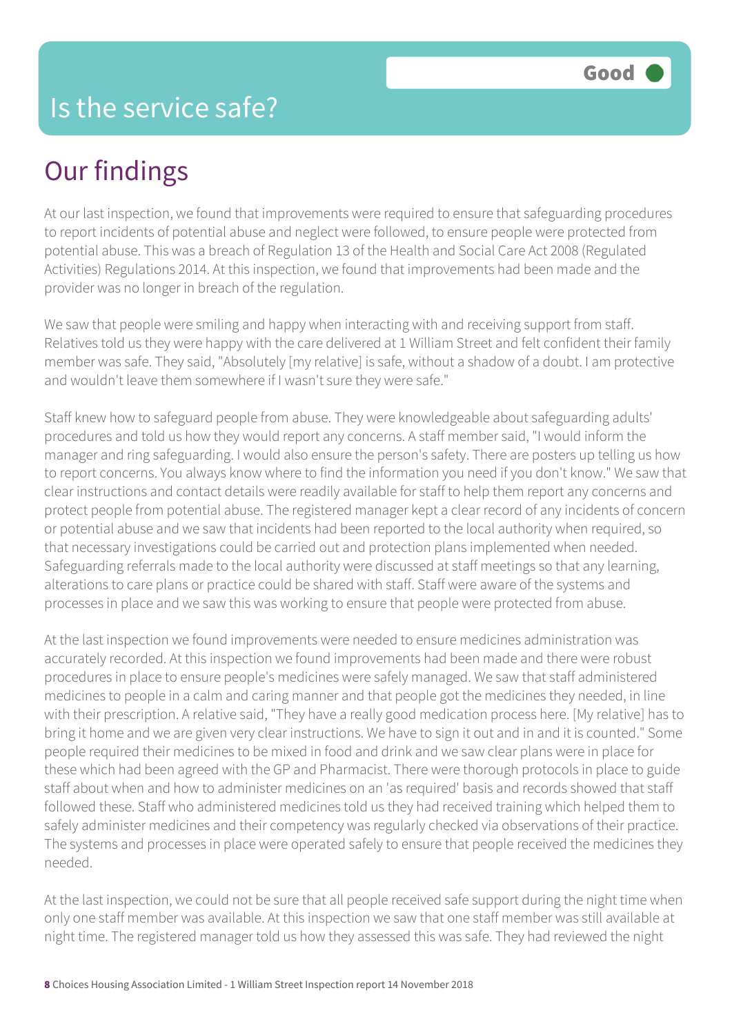# Is the service safe?

**Good**

## Our findings

At our last inspection, we found that improvements were required to ensure that safeguarding procedures to report incidents of potential abuse and neglect were followed, to ensure people were protected from potential abuse. This was a breach of Regulation 13 of the Health and Social Care Act 2008 (Regulated Activities) Regulations 2014. At this inspection, we found that improvements had been made and the provider was no longer in breach of the regulation.

We saw that people were smiling and happy when interacting with and receiving support from staff. Relatives told us they were happy with the care delivered at 1 William Street and felt confident their family member was safe. They said, "Absolutely [my relative] is safe, without a shadow of a doubt. I am protective and wouldn't leave them somewhere if I wasn't sure they were safe."

Staff knew how to safeguard people from abuse. They were knowledgeable about safeguarding adults' procedures and told us how they would report any concerns. A staff member said, "I would inform the manager and ring safeguarding. I would also ensure the person's safety. There are posters up telling us how to report concerns. You always know where to find the information you need if you don't know." We saw that clear instructions and contact details were readily available for staff to help them report any concerns and protect people from potential abuse. The registered manager kept a clear record of any incidents of concern or potential abuse and we saw that incidents had been reported to the local authority when required, so that necessary investigations could be carried out and protection plans implemented when needed. Safeguarding referrals made to the local authority were discussed at staff meetings so that any learning, alterations to care plans or practice could be shared with staff. Staff were aware of the systems and processes in place and we saw this was working to ensure that people were protected from abuse.

At the last inspection we found improvements were needed to ensure medicines administration was accurately recorded. At this inspection we found improvements had been made and there were robust procedures in place to ensure people's medicines were safely managed. We saw that staff administered medicines to people in a calm and caring manner and that people got the medicines they needed, in line with their prescription. A relative said, "They have a really good medication process here. [My relative] has to bring it home and we are given very clear instructions. We have to sign it out and in and it is counted." Some people required their medicines to be mixed in food and drink and we saw clear plans were in place for these which had been agreed with the GP and Pharmacist. There were thorough protocols in place to guide staff about when and how to administer medicines on an 'as required' basis and records showed that staff followed these. Staff who administered medicines told us they had received training which helped them to safely administer medicines and their competency was regularly checked via observations of their practice. The systems and processes in place were operated safely to ensure that people received the medicines they needed.

At the last inspection, we could not be sure that all people received safe support during the night time when only one staff member was available. At this inspection we saw that one staff member was still available at night time. The registered manager told us how they assessed this was safe. They had reviewed the night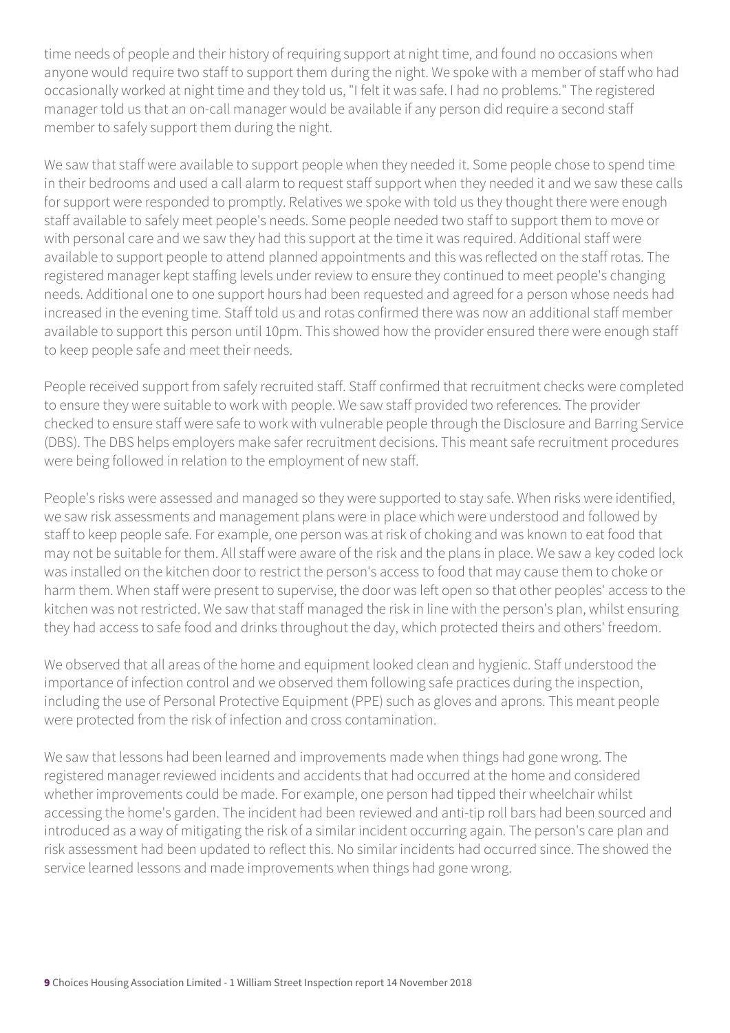time needs of people and their history of requiring support at night time, and found no occasions when anyone would require two staff to support them during the night. We spoke with a member of staff who had occasionally worked at night time and they told us, "I felt it was safe. I had no problems." The registered manager told us that an on-call manager would be available if any person did require a second staff member to safely support them during the night.

We saw that staff were available to support people when they needed it. Some people chose to spend time in their bedrooms and used a call alarm to request staff support when they needed it and we saw these calls for support were responded to promptly. Relatives we spoke with told us they thought there were enough staff available to safely meet people's needs. Some people needed two staff to support them to move or with personal care and we saw they had this support at the time it was required. Additional staff were available to support people to attend planned appointments and this was reflected on the staff rotas. The registered manager kept staffing levels under review to ensure they continued to meet people's changing needs. Additional one to one support hours had been requested and agreed for a person whose needs had increased in the evening time. Staff told us and rotas confirmed there was now an additional staff member available to support this person until 10pm. This showed how the provider ensured there were enough staff to keep people safe and meet their needs.

People received support from safely recruited staff. Staff confirmed that recruitment checks were completed to ensure they were suitable to work with people. We saw staff provided two references. The provider checked to ensure staff were safe to work with vulnerable people through the Disclosure and Barring Service (DBS). The DBS helps employers make safer recruitment decisions. This meant safe recruitment procedures were being followed in relation to the employment of new staff.

People's risks were assessed and managed so they were supported to stay safe. When risks were identified, we saw risk assessments and management plans were in place which were understood and followed by staff to keep people safe. For example, one person was at risk of choking and was known to eat food that may not be suitable for them. All staff were aware of the risk and the plans in place. We saw a key coded lock was installed on the kitchen door to restrict the person's access to food that may cause them to choke or harm them. When staff were present to supervise, the door was left open so that other peoples' access to the kitchen was not restricted. We saw that staff managed the risk in line with the person's plan, whilst ensuring they had access to safe food and drinks throughout the day, which protected theirs and others' freedom.

We observed that all areas of the home and equipment looked clean and hygienic. Staff understood the importance of infection control and we observed them following safe practices during the inspection, including the use of Personal Protective Equipment (PPE) such as gloves and aprons. This meant people were protected from the risk of infection and cross contamination.

We saw that lessons had been learned and improvements made when things had gone wrong. The registered manager reviewed incidents and accidents that had occurred at the home and considered whether improvements could be made. For example, one person had tipped their wheelchair whilst accessing the home's garden. The incident had been reviewed and anti-tip roll bars had been sourced and introduced as a way of mitigating the risk of a similar incident occurring again. The person's care plan and risk assessment had been updated to reflect this. No similar incidents had occurred since. The showed the service learned lessons and made improvements when things had gone wrong.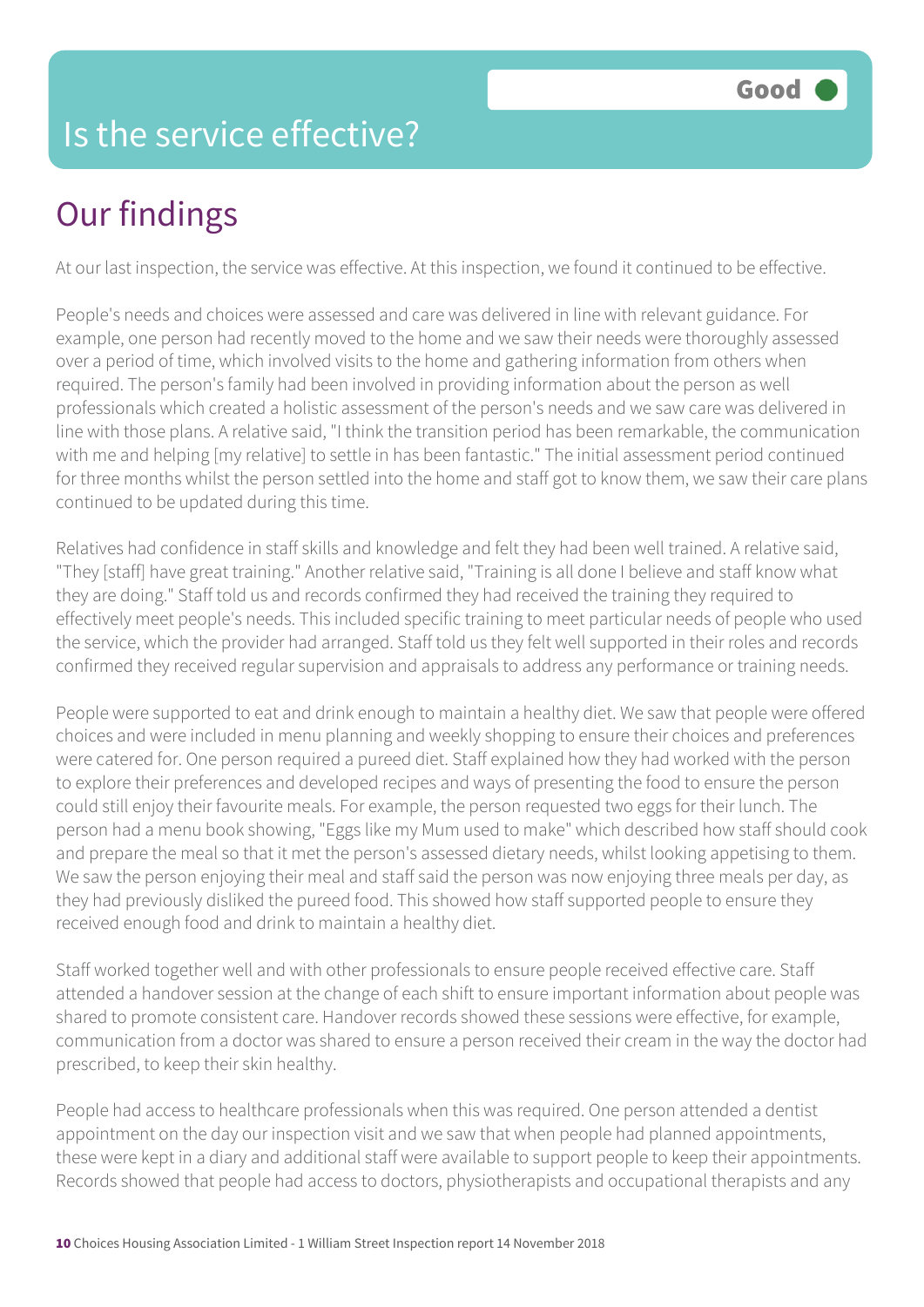# Is the service effective?

Good

## Our findings

At our last inspection, the service was effective. At this inspection, we found it continued to be effective.

People's needs and choices were assessed and care was delivered in line with relevant guidance. For example, one person had recently moved to the home and we saw their needs were thoroughly assessed over a period of time, which involved visits to the home and gathering information from others when required. The person's family had been involved in providing information about the person as well professionals which created a holistic assessment of the person's needs and we saw care was delivered in line with those plans. A relative said, "I think the transition period has been remarkable, the communication with me and helping [my relative] to settle in has been fantastic." The initial assessment period continued for three months whilst the person settled into the home and staff got to know them, we saw their care plans continued to be updated during this time.

Relatives had confidence in staff skills and knowledge and felt they had been well trained. A relative said, "They [staff] have great training." Another relative said, "Training is all done I believe and staff know what they are doing." Staff told us and records confirmed they had received the training they required to effectively meet people's needs. This included specific training to meet particular needs of people who used the service, which the provider had arranged. Staff told us they felt well supported in their roles and records confirmed they received regular supervision and appraisals to address any performance or training needs.

People were supported to eat and drink enough to maintain a healthy diet. We saw that people were offered choices and were included in menu planning and weekly shopping to ensure their choices and preferences were catered for. One person required a pureed diet. Staff explained how they had worked with the person to explore their preferences and developed recipes and ways of presenting the food to ensure the person could still enjoy their favourite meals. For example, the person requested two eggs for their lunch. The person had a menu book showing, "Eggs like my Mum used to make" which described how staff should cook and prepare the meal so that it met the person's assessed dietary needs, whilst looking appetising to them. We saw the person enjoying their meal and staff said the person was now enjoying three meals per day, as they had previously disliked the pureed food. This showed how staff supported people to ensure they received enough food and drink to maintain a healthy diet.

Staff worked together well and with other professionals to ensure people received effective care. Staff attended a handover session at the change of each shift to ensure important information about people was shared to promote consistent care. Handover records showed these sessions were effective, for example, communication from a doctor was shared to ensure a person received their cream in the way the doctor had prescribed, to keep their skin healthy.

People had access to healthcare professionals when this was required. One person attended a dentist appointment on the day our inspection visit and we saw that when people had planned appointments, these were kept in a diary and additional staff were available to support people to keep their appointments. Records showed that people had access to doctors, physiotherapists and occupational therapists and any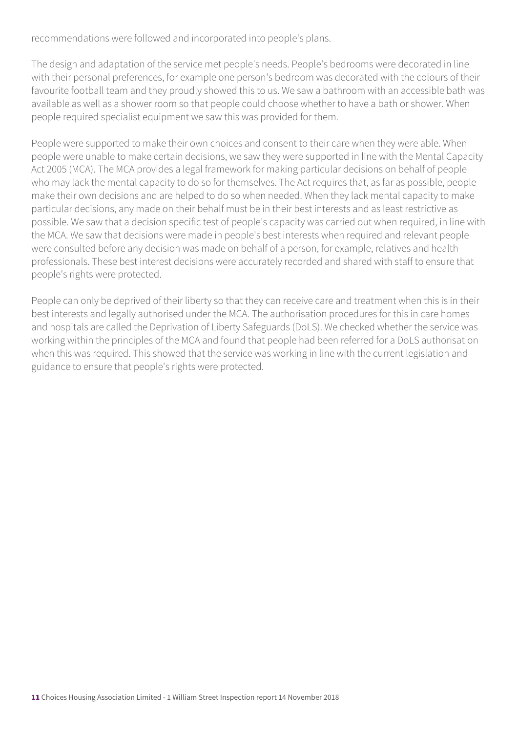recommendations were followed and incorporated into people's plans.

The design and adaptation of the service met people's needs. People's bedrooms were decorated in line with their personal preferences, for example one person's bedroom was decorated with the colours of their favourite football team and they proudly showed this to us. We saw a bathroom with an accessible bath was available as well as a shower room so that people could choose whether to have a bath or shower. When people required specialist equipment we saw this was provided for them.

People were supported to make their own choices and consent to their care when they were able. When people were unable to make certain decisions, we saw they were supported in line with the Mental Capacity Act 2005 (MCA). The MCA provides a legal framework for making particular decisions on behalf of people who may lack the mental capacity to do so for themselves. The Act requires that, as far as possible, people make their own decisions and are helped to do so when needed. When they lack mental capacity to make particular decisions, any made on their behalf must be in their best interests and as least restrictive as possible. We saw that a decision specific test of people's capacity was carried out when required, in line with the MCA. We saw that decisions were made in people's best interests when required and relevant people were consulted before any decision was made on behalf of a person, for example, relatives and health professionals. These best interest decisions were accurately recorded and shared with staff to ensure that people's rights were protected.

People can only be deprived of their liberty so that they can receive care and treatment when this is in their best interests and legally authorised under the MCA. The authorisation procedures for this in care homes and hospitals are called the Deprivation of Liberty Safeguards (DoLS). We checked whether the service was working within the principles of the MCA and found that people had been referred for a DoLS authorisation when this was required. This showed that the service was working in line with the current legislation and guidance to ensure that people's rights were protected.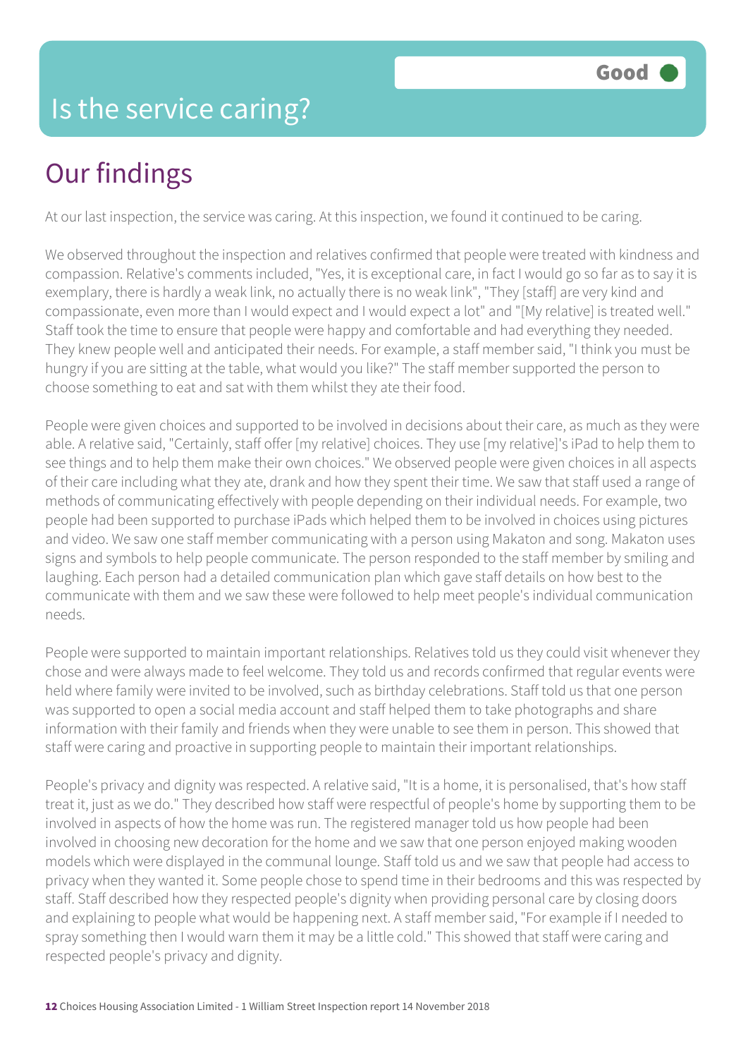# Is the service caring?

Good

## Our findings

At our last inspection, the service was caring. At this inspection, we found it continued to be caring.

We observed throughout the inspection and relatives confirmed that people were treated with kindness and compassion. Relative's comments included, "Yes, it is exceptional care, in fact I would go so far as to say it is exemplary, there is hardly a weak link, no actually there is no weak link", "They [staff] are very kind and compassionate, even more than I would expect and I would expect a lot" and "[My relative] is treated well." Staff took the time to ensure that people were happy and comfortable and had everything they needed. They knew people well and anticipated their needs. For example, a staff member said, "I think you must be hungry if you are sitting at the table, what would you like?" The staff member supported the person to choose something to eat and sat with them whilst they ate their food.

People were given choices and supported to be involved in decisions about their care, as much as they were able. A relative said, "Certainly, staff offer [my relative] choices. They use [my relative]'s iPad to help them to see things and to help them make their own choices." We observed people were given choices in all aspects of their care including what they ate, drank and how they spent their time. We saw that staff used a range of methods of communicating effectively with people depending on their individual needs. For example, two people had been supported to purchase iPads which helped them to be involved in choices using pictures and video. We saw one staff member communicating with a person using Makaton and song. Makaton uses signs and symbols to help people communicate. The person responded to the staff member by smiling and laughing. Each person had a detailed communication plan which gave staff details on how best to the communicate with them and we saw these were followed to help meet people's individual communication needs.

People were supported to maintain important relationships. Relatives told us they could visit whenever they chose and were always made to feel welcome. They told us and records confirmed that regular events were held where family were invited to be involved, such as birthday celebrations. Staff told us that one person was supported to open a social media account and staff helped them to take photographs and share information with their family and friends when they were unable to see them in person. This showed that staff were caring and proactive in supporting people to maintain their important relationships.

People's privacy and dignity was respected. A relative said, "It is a home, it is personalised, that's how staff treat it, just as we do." They described how staff were respectful of people's home by supporting them to be involved in aspects of how the home was run. The registered manager told us how people had been involved in choosing new decoration for the home and we saw that one person enjoyed making wooden models which were displayed in the communal lounge. Staff told us and we saw that people had access to privacy when they wanted it. Some people chose to spend time in their bedrooms and this was respected by staff. Staff described how they respected people's dignity when providing personal care by closing doors and explaining to people what would be happening next. A staff member said, "For example if I needed to spray something then I would warn them it may be a little cold." This showed that staff were caring and respected people's privacy and dignity.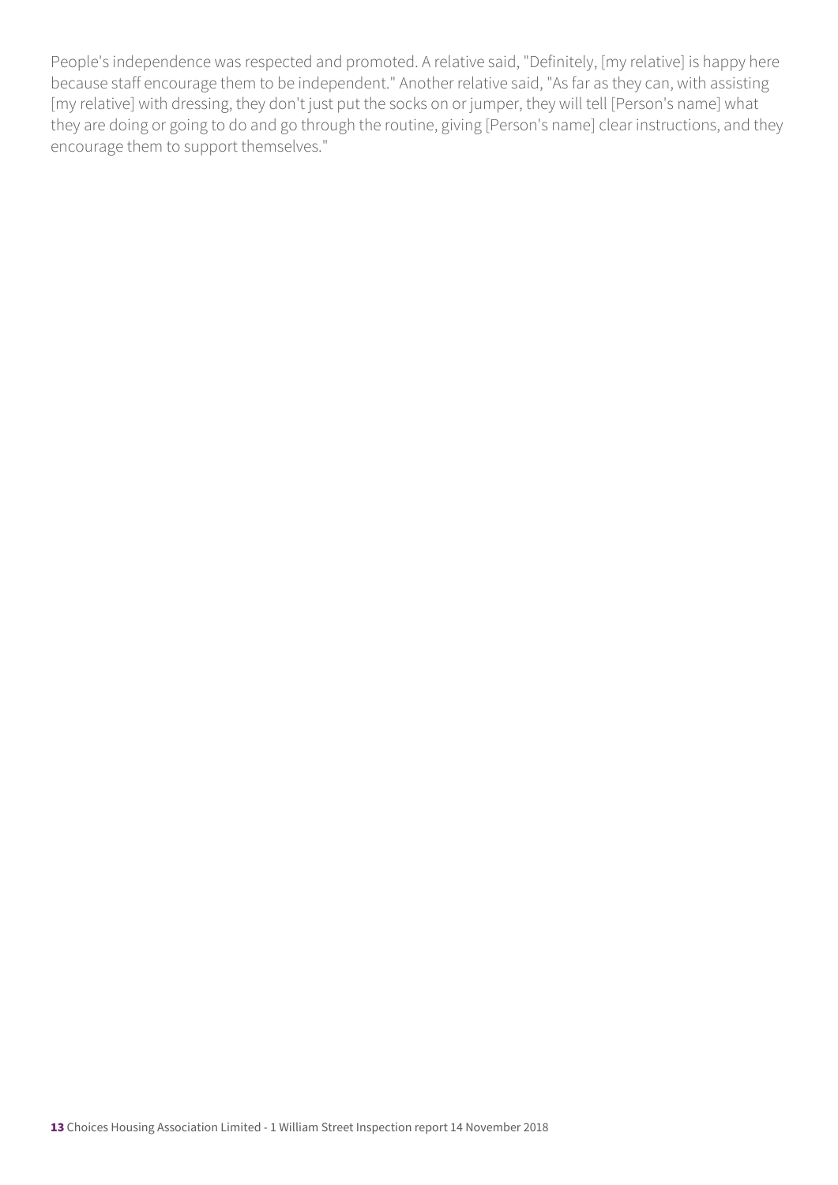People's independence was respected and promoted. A relative said, "Definitely, [my relative] is happy here because staff encourage them to be independent." Another relative said, "As far as they can, with assisting [my relative] with dressing, they don't just put the socks on or jumper, they will tell [Person's name] what they are doing or going to do and go through the routine, giving [Person's name] clear instructions, and they encourage them to support themselves."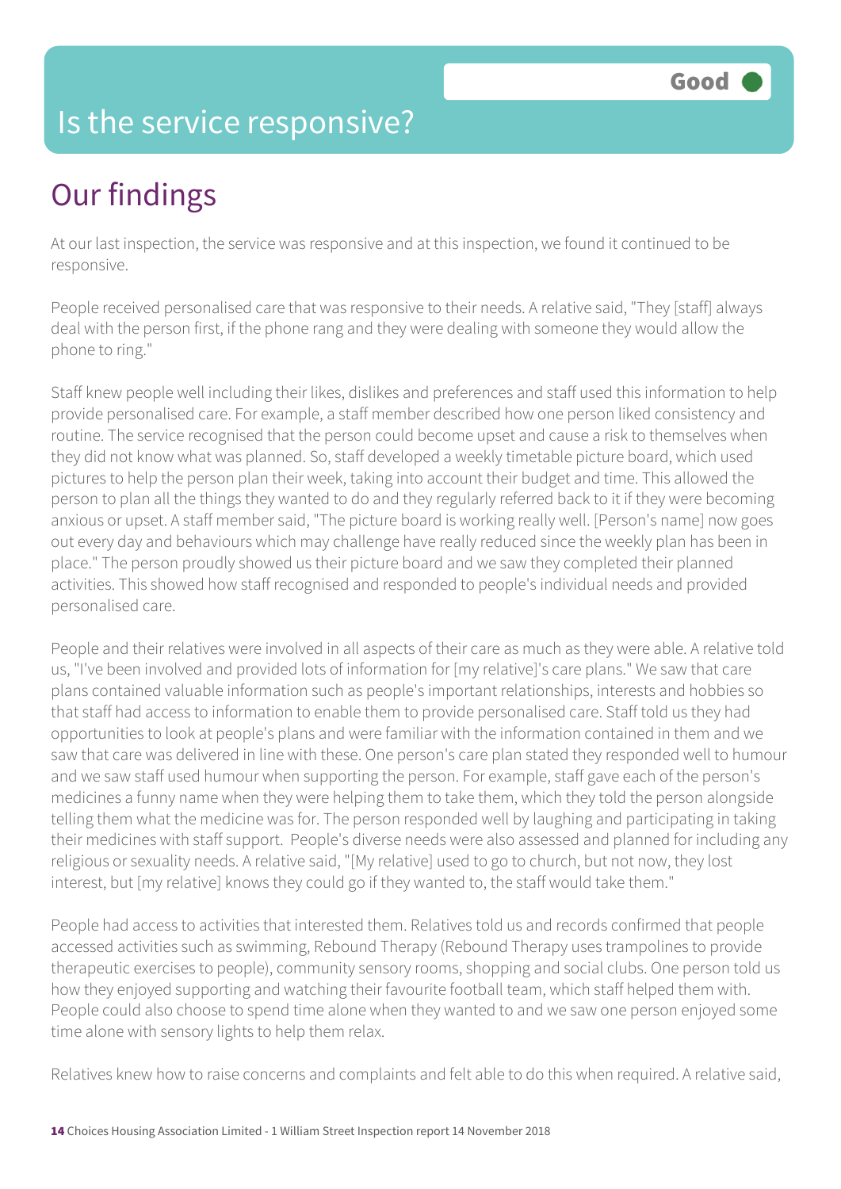# Is the service responsive?

Good

## Our findings

At our last inspection, the service was responsive and at this inspection, we found it continued to be responsive.

People received personalised care that was responsive to their needs. A relative said, "They [staff] always deal with the person first, if the phone rang and they were dealing with someone they would allow the phone to ring."

Staff knew people well including their likes, dislikes and preferences and staff used this information to help provide personalised care. For example, a staff member described how one person liked consistency and routine. The service recognised that the person could become upset and cause a risk to themselves when they did not know what was planned. So, staff developed a weekly timetable picture board, which used pictures to help the person plan their week, taking into account their budget and time. This allowed the person to plan all the things they wanted to do and they regularly referred back to it if they were becoming anxious or upset. A staff member said, "The picture board is working really well. [Person's name] now goes out every day and behaviours which may challenge have really reduced since the weekly plan has been in place." The person proudly showed us their picture board and we saw they completed their planned activities. This showed how staff recognised and responded to people's individual needs and provided personalised care.

People and their relatives were involved in all aspects of their care as much as they were able. A relative told us, "I've been involved and provided lots of information for [my relative]'s care plans." We saw that care plans contained valuable information such as people's important relationships, interests and hobbies so that staff had access to information to enable them to provide personalised care. Staff told us they had opportunities to look at people's plans and were familiar with the information contained in them and we saw that care was delivered in line with these. One person's care plan stated they responded well to humour and we saw staff used humour when supporting the person. For example, staff gave each of the person's medicines a funny name when they were helping them to take them, which they told the person alongside telling them what the medicine was for. The person responded well by laughing and participating in taking their medicines with staff support. People's diverse needs were also assessed and planned for including any religious or sexuality needs. A relative said, "[My relative] used to go to church, but not now, they lost interest, but [my relative] knows they could go if they wanted to, the staff would take them."

People had access to activities that interested them. Relatives told us and records confirmed that people accessed activities such as swimming, Rebound Therapy (Rebound Therapy uses trampolines to provide therapeutic exercises to people), community sensory rooms, shopping and social clubs. One person told us how they enjoyed supporting and watching their favourite football team, which staff helped them with. People could also choose to spend time alone when they wanted to and we saw one person enjoyed some time alone with sensory lights to help them relax.

Relatives knew how to raise concerns and complaints and felt able to do this when required. A relative said,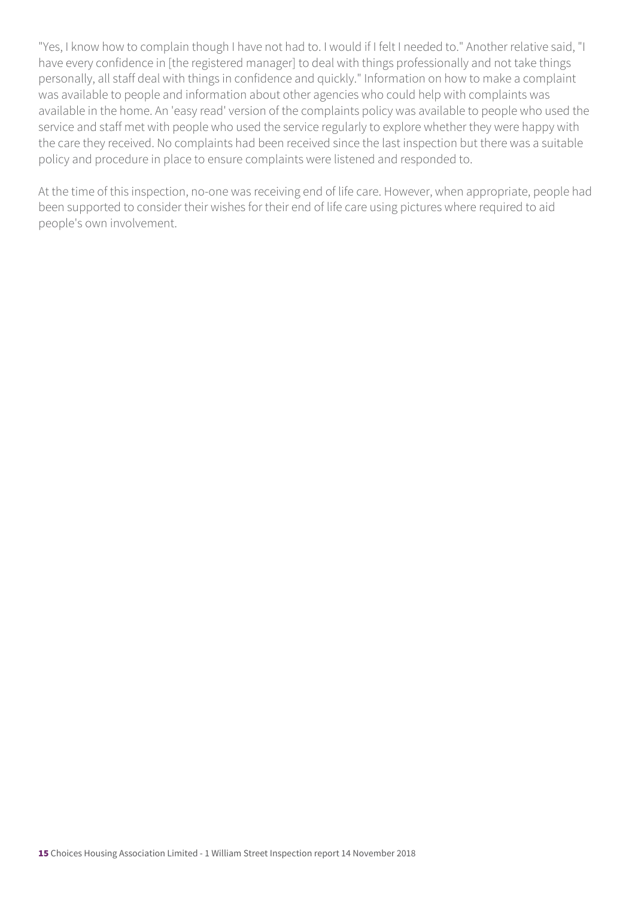"Yes, I know how to complain though I have not had to. I would if I felt I needed to." Another relative said, "I have every confidence in [the registered manager] to deal with things professionally and not take things personally, all staff deal with things in confidence and quickly." Information on how to make a complaint was available to people and information about other agencies who could help with complaints was available in the home. An 'easy read' version of the complaints policy was available to people who used the service and staff met with people who used the service regularly to explore whether they were happy with the care they received. No complaints had been received since the last inspection but there was a suitable policy and procedure in place to ensure complaints were listened and responded to.

At the time of this inspection, no-one was receiving end of life care. However, when appropriate, people had been supported to consider their wishes for their end of life care using pictures where required to aid people's own involvement.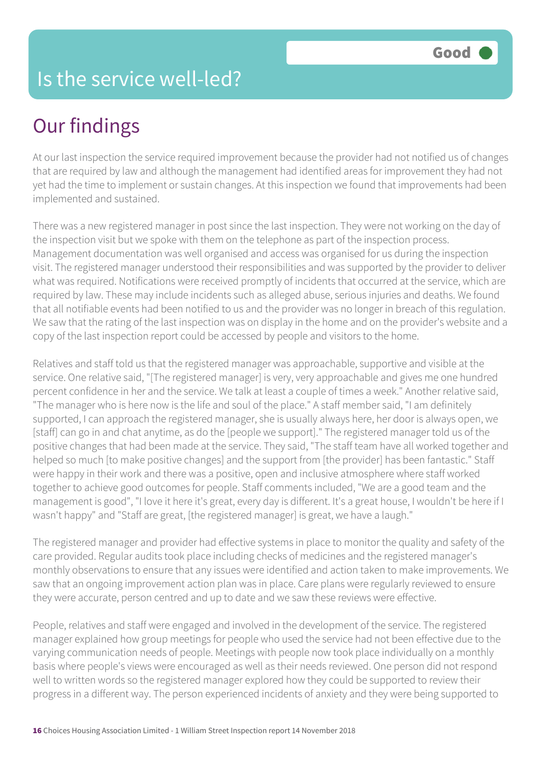# Is the service well-led?

Good

## Our findings

At our last inspection the service required improvement because the provider had not notified us of changes that are required by law and although the management had identified areas for improvement they had not yet had the time to implement or sustain changes. At this inspection we found that improvements had been implemented and sustained.

There was a new registered manager in post since the last inspection. They were not working on the day of the inspection visit but we spoke with them on the telephone as part of the inspection process. Management documentation was well organised and access was organised for us during the inspection visit. The registered manager understood their responsibilities and was supported by the provider to deliver what was required. Notifications were received promptly of incidents that occurred at the service, which are required by law. These may include incidents such as alleged abuse, serious injuries and deaths. We found that all notifiable events had been notified to us and the provider was no longer in breach of this regulation. We saw that the rating of the last inspection was on display in the home and on the provider's website and a copy of the last inspection report could be accessed by people and visitors to the home.

Relatives and staff told us that the registered manager was approachable, supportive and visible at the service. One relative said, "[The registered manager] is very, very approachable and gives me one hundred percent confidence in her and the service. We talk at least a couple of times a week." Another relative said, "The manager who is here now is the life and soul of the place." A staff member said, "I am definitely supported, I can approach the registered manager, she is usually always here, her door is always open, we [staff] can go in and chat anytime, as do the [people we support]." The registered manager told us of the positive changes that had been made at the service. They said, "The staff team have all worked together and helped so much [to make positive changes] and the support from [the provider] has been fantastic." Staff were happy in their work and there was a positive, open and inclusive atmosphere where staff worked together to achieve good outcomes for people. Staff comments included, "We are a good team and the management is good", "I love it here it's great, every day is different. It's a great house, I wouldn't be here if I wasn't happy" and "Staff are great, [the registered manager] is great, we have a laugh."

The registered manager and provider had effective systems in place to monitor the quality and safety of the care provided. Regular audits took place including checks of medicines and the registered manager's monthly observations to ensure that any issues were identified and action taken to make improvements. We saw that an ongoing improvement action plan was in place. Care plans were regularly reviewed to ensure they were accurate, person centred and up to date and we saw these reviews were effective.

People, relatives and staff were engaged and involved in the development of the service. The registered manager explained how group meetings for people who used the service had not been effective due to the varying communication needs of people. Meetings with people now took place individually on a monthly basis where people's views were encouraged as well as their needs reviewed. One person did not respond well to written words so the registered manager explored how they could be supported to review their progress in a different way. The person experienced incidents of anxiety and they were being supported to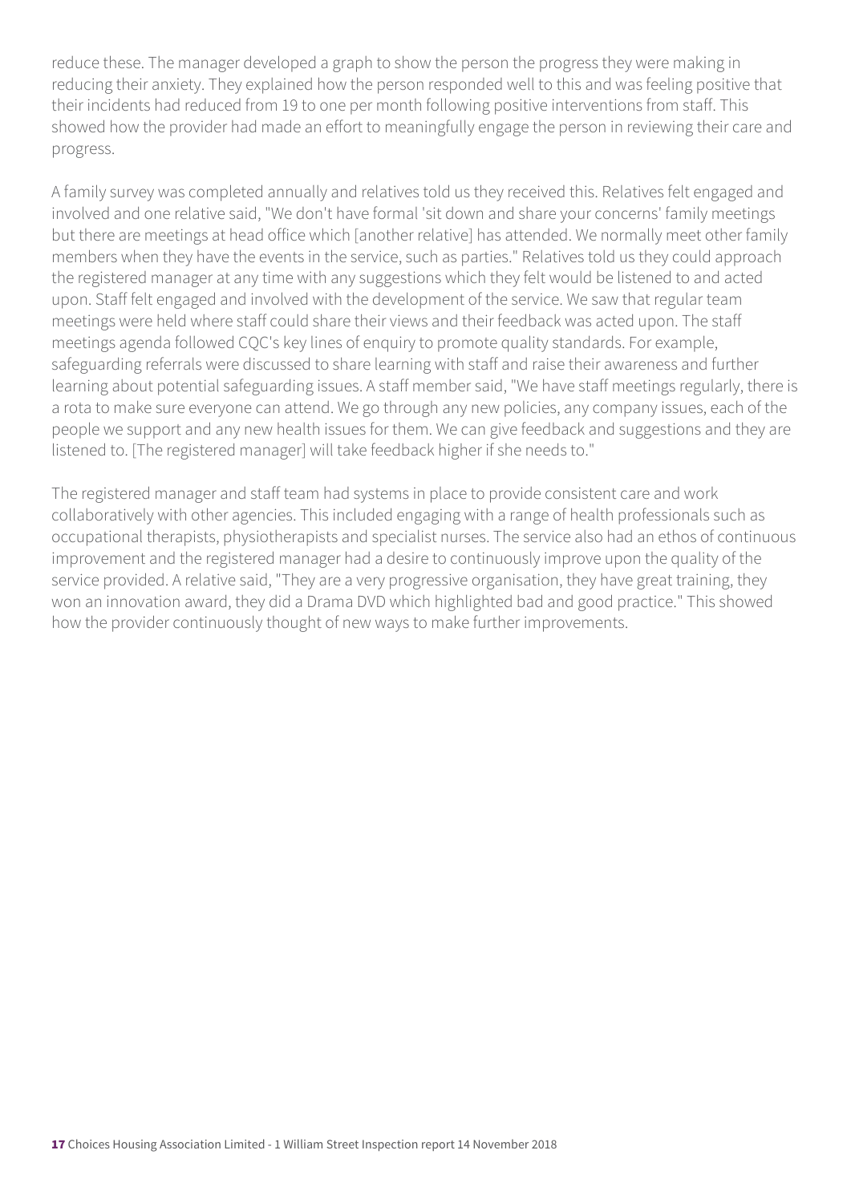reduce these. The manager developed a graph to show the person the progress they were making in reducing their anxiety. They explained how the person responded well to this and was feeling positive that their incidents had reduced from 19 to one per month following positive interventions from staff. This showed how the provider had made an effort to meaningfully engage the person in reviewing their care and progress.

A family survey was completed annually and relatives told us they received this. Relatives felt engaged and involved and one relative said, "We don't have formal 'sit down and share your concerns' family meetings but there are meetings at head office which [another relative] has attended. We normally meet other family members when they have the events in the service, such as parties." Relatives told us they could approach the registered manager at any time with any suggestions which they felt would be listened to and acted upon. Staff felt engaged and involved with the development of the service. We saw that regular team meetings were held where staff could share their views and their feedback was acted upon. The staff meetings agenda followed CQC's key lines of enquiry to promote quality standards. For example, safeguarding referrals were discussed to share learning with staff and raise their awareness and further learning about potential safeguarding issues. A staff member said, "We have staff meetings regularly, there is a rota to make sure everyone can attend. We go through any new policies, any company issues, each of the people we support and any new health issues for them. We can give feedback and suggestions and they are listened to. [The registered manager] will take feedback higher if she needs to."

The registered manager and staff team had systems in place to provide consistent care and work collaboratively with other agencies. This included engaging with a range of health professionals such as occupational therapists, physiotherapists and specialist nurses. The service also had an ethos of continuous improvement and the registered manager had a desire to continuously improve upon the quality of the service provided. A relative said, "They are a very progressive organisation, they have great training, they won an innovation award, they did a Drama DVD which highlighted bad and good practice." This showed how the provider continuously thought of new ways to make further improvements.